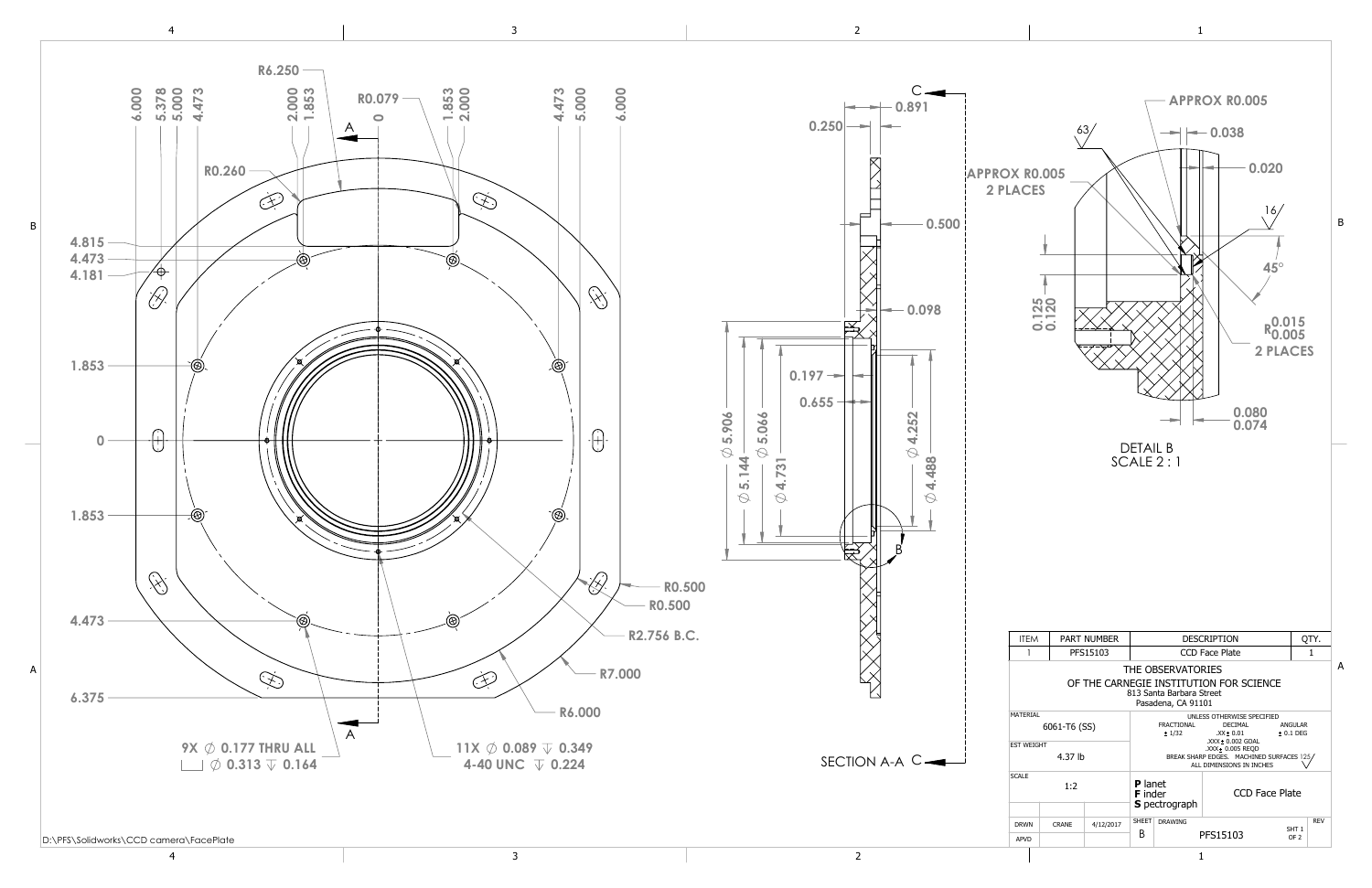R6.250

R0.079

R0.260

6.000 5.378 5.000 4.473 2.000 1.853 0 1.853 2.000 4.473 5.000 6.000

4.815
4.473
4.181

1.853

0

1.853

4.473

6.375

R0.500
R0.500
R2.756 B.C.
R7.000
R6.000

9X ⌀ 0.177 THRU ALL
⌴ ⌀ 0.313 ↧ 0.164

11X ⌀ 0.089 ↧ 0.349
4-40 UNC ↧ 0.224

0.250
0.891
0.500
0.098
0.197
0.655
⌀ 5.906
⌀ 5.144
⌀ 5.066
⌀ 4.731
⌀ 4.252
⌀ 4.488

SECTION A-A

APPROX R0.005
2 PLACES

APPROX R0.005
0.038
0.020
63
16
45°
0.125
0.120
R0.015 0.005
2 PLACES
0.080
0.074

DETAIL B
SCALE 2 : 1

| ITEM | PART NUMBER | DESCRIPTION | QTY. |
|---|---|---|---|
| 1 | PFS15103 | CCD Face Plate | 1 |

THE OBSERVATORIES
OF THE CARNEGIE INSTITUTION FOR SCIENCE
813 Santa Barbara Street
Pasadena, CA 91101

MATERIAL: 6061-T6 (SS)

EST WEIGHT: 4.37 lb

SCALE: 1:2

UNLESS OTHERWISE SPECIFIED
FRACTIONAL ± 1/32
DECIMAL .XX ± 0.01, .XXX ± 0.002 GOAL, .XXX ± 0.005 REQD
ANGULAR ± 0.1 DEG
BREAK SHARP EDGES. MACHINED SURFACES 125
ALL DIMENSIONS IN INCHES

**P** lanet
**F** inder
**S** pectrograph

CCD Face Plate

| DRWN | CRANE | 4/12/2017 | SHEET | DRAWING | | REV |
|---|---|---|---|---|---|---|
| APVD | | | B | PFS15103 | SHT 1 OF 2 | |

D:\PFS\Solidworks\CCD camera\FacePlate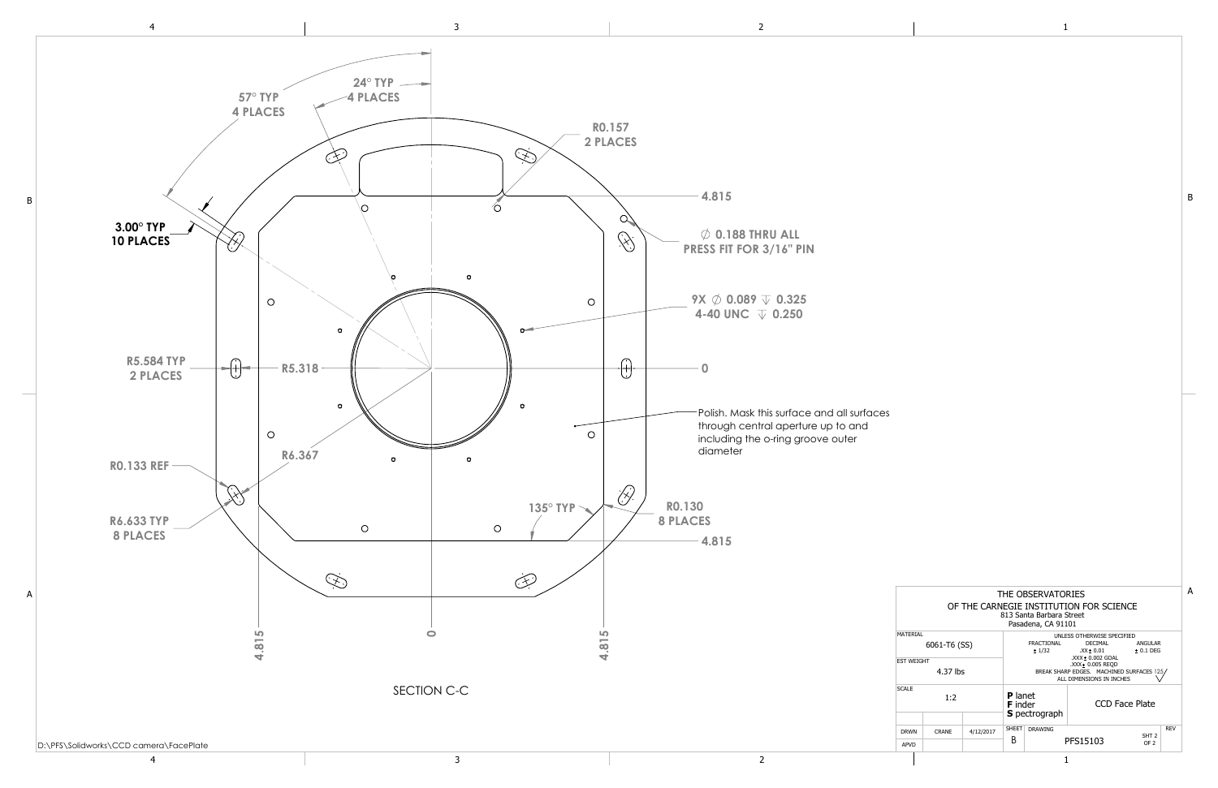57° TYP
4 PLACES

24° TYP
4 PLACES

R0.157
2 PLACES

4.815

3.00° TYP
10 PLACES

∅ 0.188 THRU ALL
PRESS FIT FOR 3/16" PIN

9X ∅ 0.089 ↧ 0.325
4-40 UNC ↧ 0.250

R5.584 TYP
2 PLACES

R5.318

0

Polish. Mask this surface and all surfaces through central aperture up to and including the o-ring groove outer diameter

R6.367

R0.133 REF

R6.633 TYP
8 PLACES

135° TYP

R0.130
8 PLACES

4.815

4.815

0

4.815

SECTION C-C

| | | | | | |
|---|---|---|---|---|---|
| THE OBSERVATORIES OF THE CARNEGIE INSTITUTION FOR SCIENCE 813 Santa Barbara Street Pasadena, CA 91101 | | | | | |
| MATERIAL 6061-T6 (SS) | | | UNLESS OTHERWISE SPECIFIED FRACTIONAL ± 1/32 DECIMAL .XX ± 0.01 .XXX ± 0.002 GOAL .XXX ± 0.005 REQD ANGULAR ± 0.1 DEG BREAK SHARP EDGES. MACHINED SURFACES 125 ALL DIMENSIONS IN INCHES | | |
| EST WEIGHT 4.37 lbs | | | | | |
| SCALE 1:2 | | | Planet Finder Spectrograph | CCD Face Plate | |
| DRWN | CRANE | 4/12/2017 | SHEET B | DRAWING PFS15103 | SHT 2 OF 2 REV |
| APVD | | | | | |

D:\PFS\Solidworks\CCD camera\FacePlate